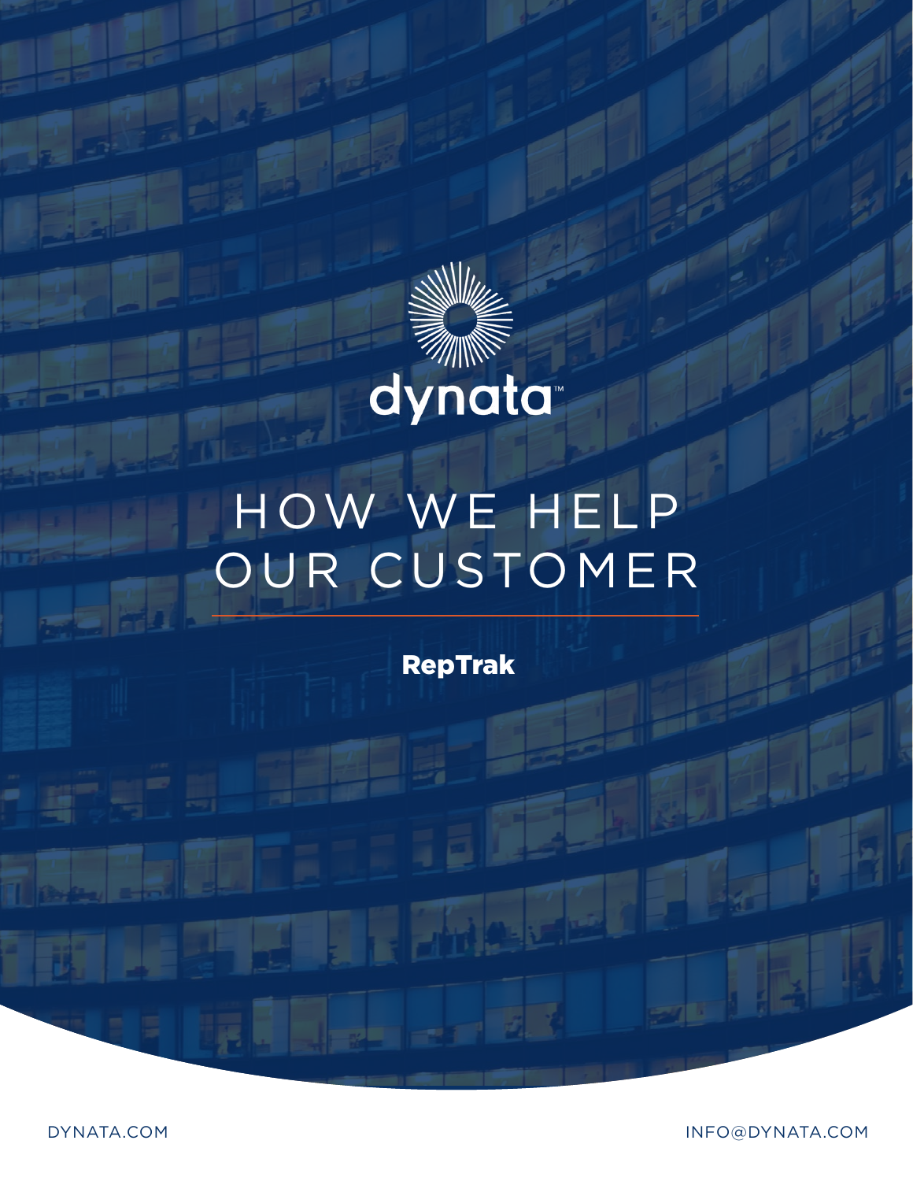dynata™

# HOW WE HELP OUR CUSTOMER

**RepTrak**

DYNATA.COM

INFO@DYNATA.COM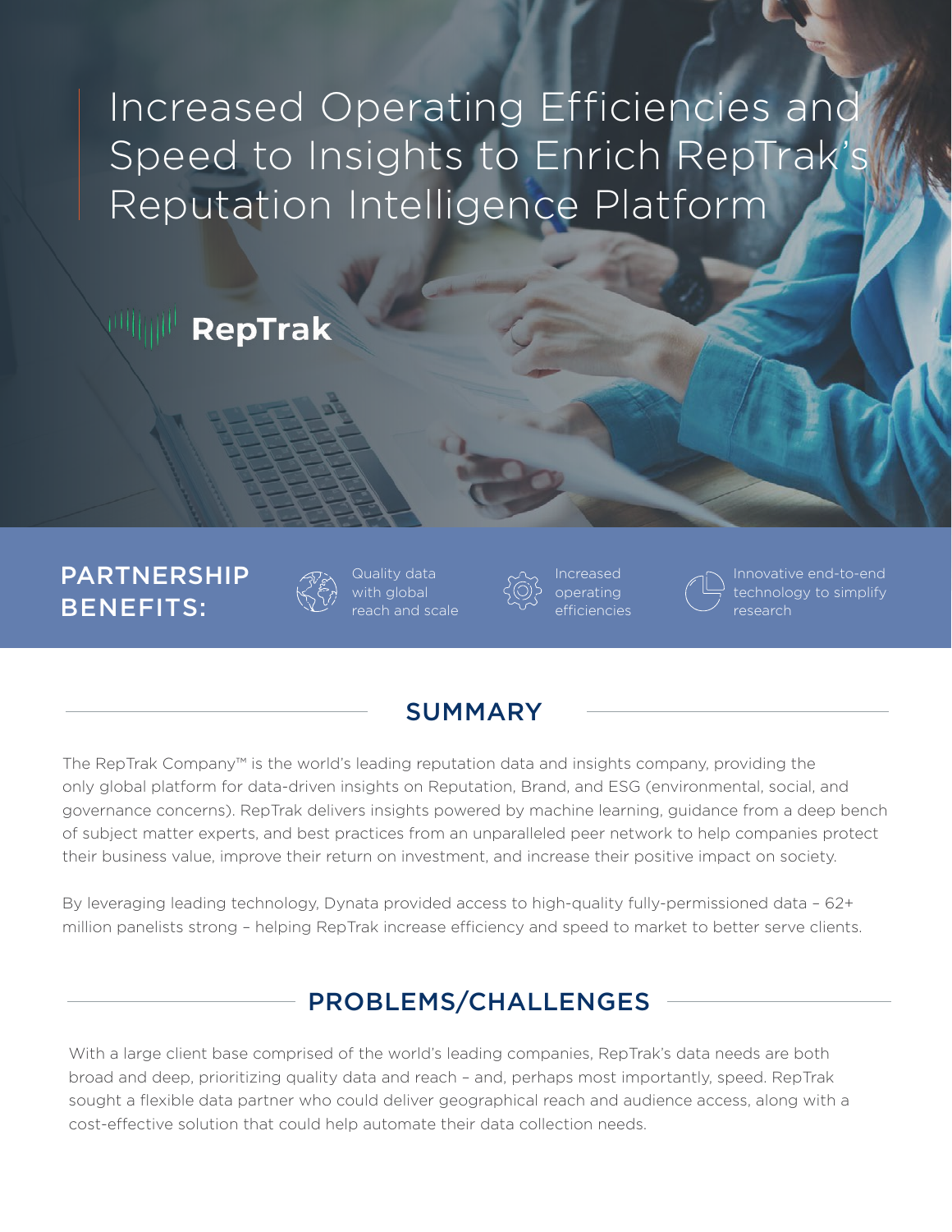# Increased Operating Efficiencies and Speed to Insights to Enrich RepTrak's Reputation Intelligence Platform

RepTrak

## PARTNERSHIP BENEFITS:

- Quality data with global reach and scale
- Increased operating efficiencies
- Innovative end-to-end technology to simplify research

## SUMMARY

The RepTrak Company™ is the world's leading reputation data and insights company, providing the only global platform for data-driven insights on Reputation, Brand, and ESG (environmental, social, and governance concerns). RepTrak delivers insights powered by machine learning, guidance from a deep bench of subject matter experts, and best practices from an unparalleled peer network to help companies protect their business value, improve their return on investment, and increase their positive impact on society.

By leveraging leading technology, Dynata provided access to high-quality fully-permissioned data – 62+ million panelists strong – helping RepTrak increase efficiency and speed to market to better serve clients.

## PROBLEMS/CHALLENGES

With a large client base comprised of the world's leading companies, RepTrak's data needs are both broad and deep, prioritizing quality data and reach – and, perhaps most importantly, speed. RepTrak sought a flexible data partner who could deliver geographical reach and audience access, along with a cost-effective solution that could help automate their data collection needs.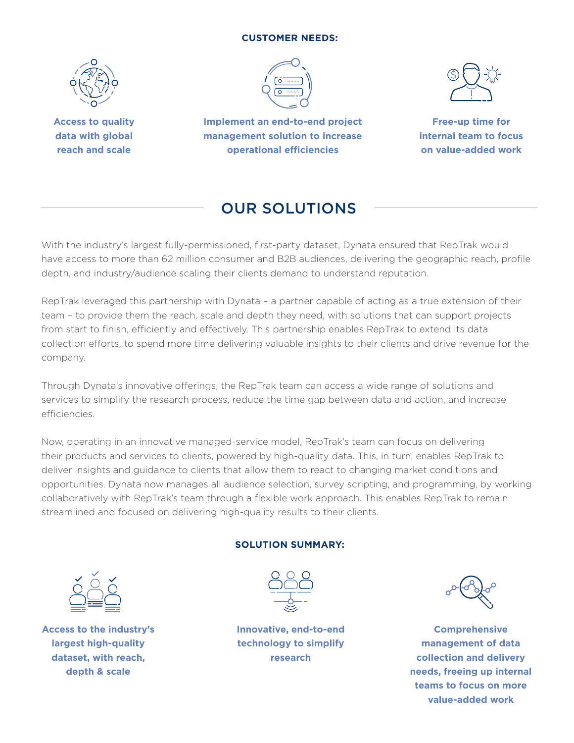**CUSTOMER NEEDS:**

**Access to quality data with global reach and scale**

**Implement an end-to-end project management solution to increase operational efficiencies**

**Free-up time for internal team to focus on value-added work**

## OUR SOLUTIONS

With the industry's largest fully-permissioned, first-party dataset, Dynata ensured that RepTrak would have access to more than 62 million consumer and B2B audiences, delivering the geographic reach, profile depth, and industry/audience scaling their clients demand to understand reputation.

RepTrak leveraged this partnership with Dynata – a partner capable of acting as a true extension of their team – to provide them the reach, scale and depth they need, with solutions that can support projects from start to finish, efficiently and effectively. This partnership enables RepTrak to extend its data collection efforts, to spend more time delivering valuable insights to their clients and drive revenue for the company.

Through Dynata's innovative offerings, the RepTrak team can access a wide range of solutions and services to simplify the research process, reduce the time gap between data and action, and increase efficiencies.

Now, operating in an innovative managed-service model, RepTrak's team can focus on delivering their products and services to clients, powered by high-quality data. This, in turn, enables RepTrak to deliver insights and guidance to clients that allow them to react to changing market conditions and opportunities. Dynata now manages all audience selection, survey scripting, and programming, by working collaboratively with RepTrak's team through a flexible work approach. This enables RepTrak to remain streamlined and focused on delivering high-quality results to their clients.

**SOLUTION SUMMARY:**

**Access to the industry's largest high-quality dataset, with reach, depth & scale**

**Innovative, end-to-end technology to simplify research**

**Comprehensive management of data collection and delivery needs, freeing up internal teams to focus on more value-added work**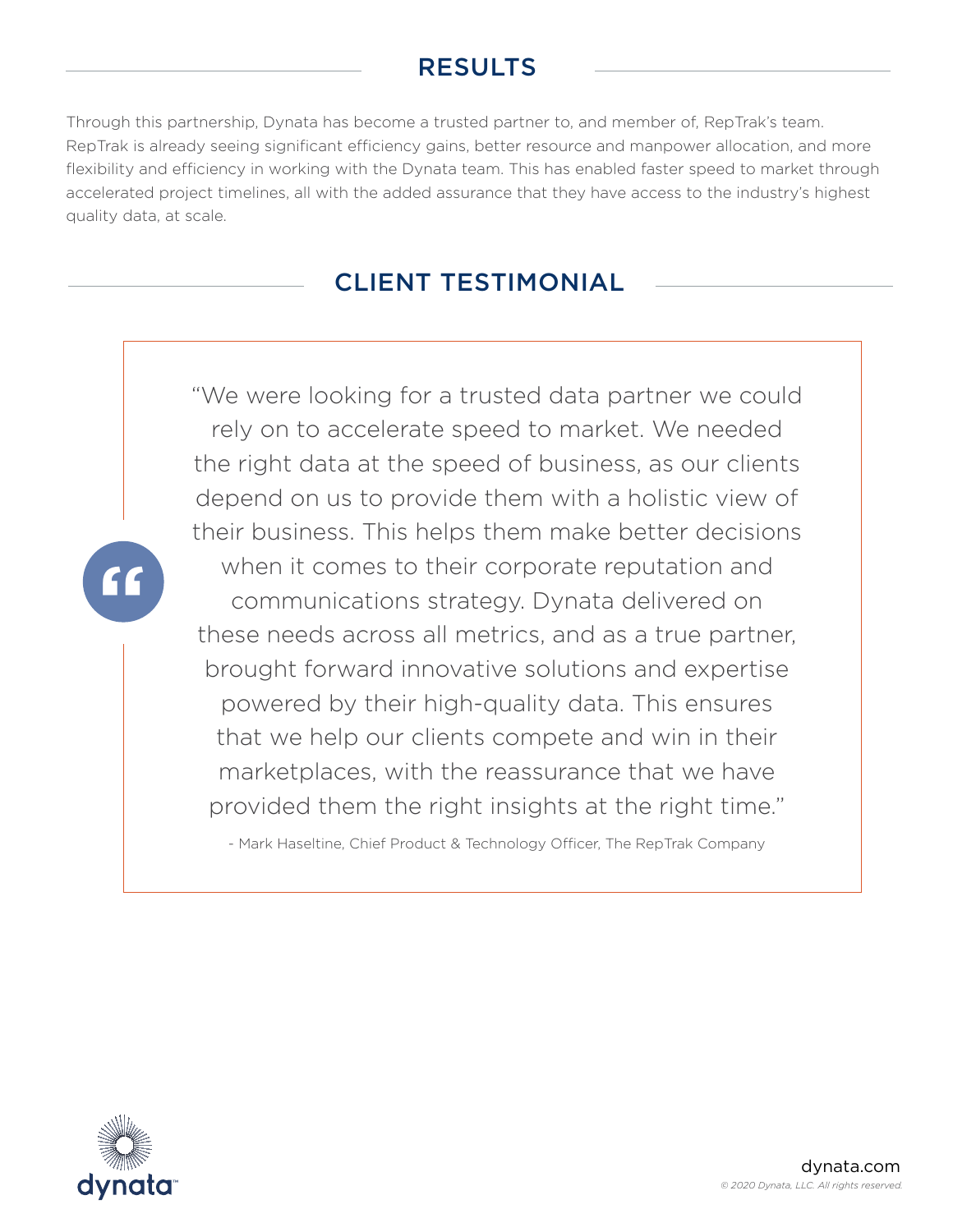## RESULTS

Through this partnership, Dynata has become a trusted partner to, and member of, RepTrak's team. RepTrak is already seeing significant efficiency gains, better resource and manpower allocation, and more flexibility and efficiency in working with the Dynata team. This has enabled faster speed to market through accelerated project timelines, all with the added assurance that they have access to the industry's highest quality data, at scale.

## CLIENT TESTIMONIAL

> "We were looking for a trusted data partner we could rely on to accelerate speed to market. We needed the right data at the speed of business, as our clients depend on us to provide them with a holistic view of their business. This helps them make better decisions when it comes to their corporate reputation and communications strategy. Dynata delivered on these needs across all metrics, and as a true partner, brought forward innovative solutions and expertise powered by their high-quality data. This ensures that we help our clients compete and win in their marketplaces, with the reassurance that we have provided them the right insights at the right time."
>
> \- Mark Haseltine, Chief Product & Technology Officer, The RepTrak Company

dynata.com

*© 2020 Dynata, LLC. All rights reserved.*